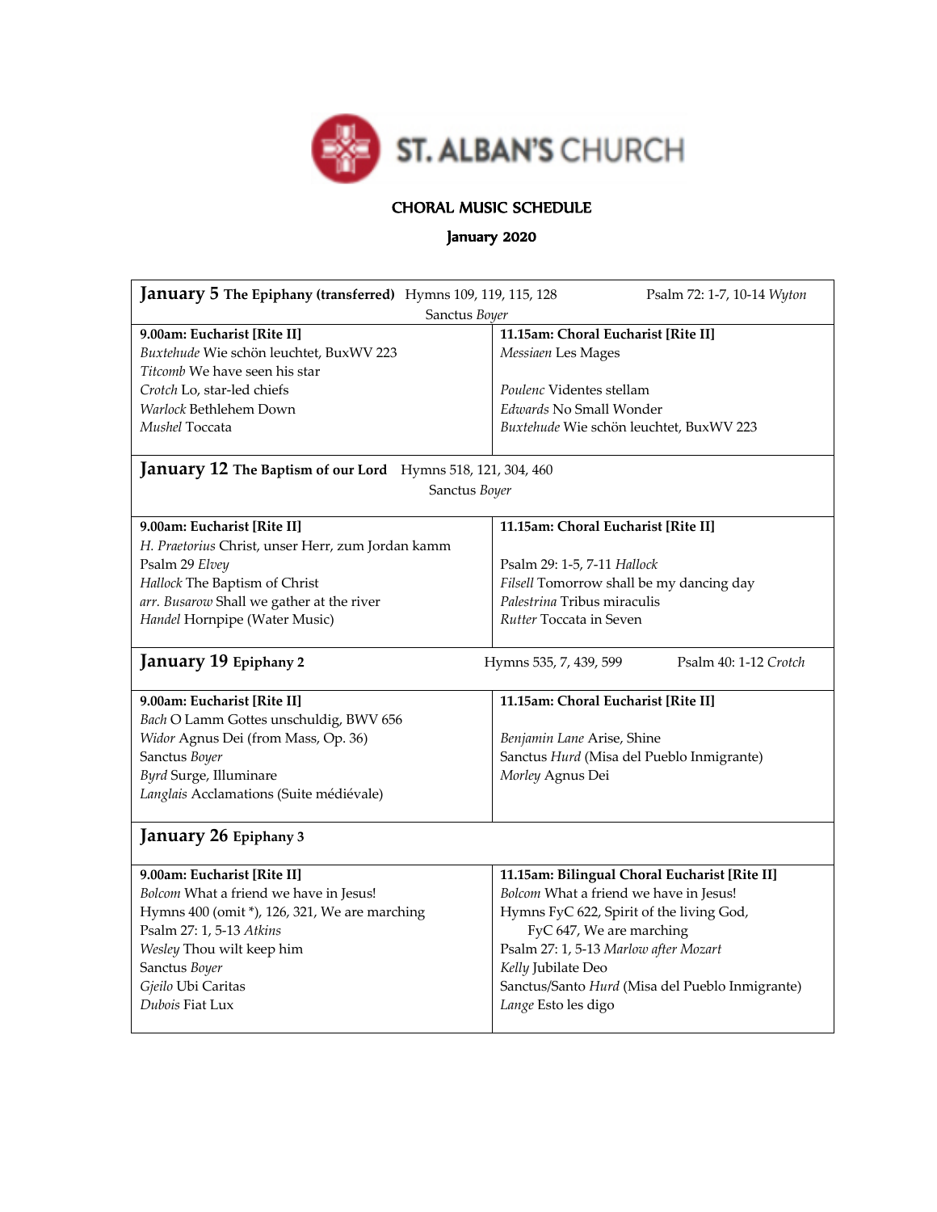# ST. ALBAN'S CHURCH

## CHORAL MUSIC SCHEDULE

### January 2020

| **January 5** **The Epiphany (transferred)** Hymns 109, 119, 115, 128 Psalm 72: 1-7, 10-14 *Wyton* Sanctus *Boyer* | |
|---|---|
| **9.00am: Eucharist [Rite II]** | **11.15am: Choral Eucharist [Rite II]** |
| *Buxtehude* Wie schön leuchtet, BuxWV 223 | *Messiaen* Les Mages |
| *Titcomb* We have seen his star | |
| *Crotch* Lo, star-led chiefs | *Poulenc* Videntes stellam |
| *Warlock* Bethlehem Down | *Edwards* No Small Wonder |
| *Mushel* Toccata | *Buxtehude* Wie schön leuchtet, BuxWV 223 |
| **January 12** **The Baptism of our Lord** Hymns 518, 121, 304, 460 Sanctus *Boyer* | |
| **9.00am: Eucharist [Rite II]** | **11.15am: Choral Eucharist [Rite II]** |
| *H. Praetorius* Christ, unser Herr, zum Jordan kamm | |
| Psalm 29 *Elvey* | Psalm 29: 1-5, 7-11 *Hallock* |
| *Hallock* The Baptism of Christ | *Filsell* Tomorrow shall be my dancing day |
| *arr. Busarow* Shall we gather at the river | *Palestrina* Tribus miraculis |
| *Handel* Hornpipe (Water Music) | *Rutter* Toccata in Seven |
| **January 19** **Epiphany 2** Hymns 535, 7, 439, 599 Psalm 40: 1-12 *Crotch* | |
| **9.00am: Eucharist [Rite II]** | **11.15am: Choral Eucharist [Rite II]** |
| *Bach* O Lamm Gottes unschuldig, BWV 656 | |
| *Widor* Agnus Dei (from Mass, Op. 36) | *Benjamin Lane* Arise, Shine |
| Sanctus *Boyer* | Sanctus *Hurd* (Misa del Pueblo Inmigrante) |
| *Byrd* Surge, Illuminare | *Morley* Agnus Dei |
| *Langlais* Acclamations (Suite médiévale) | |
| **January 26** **Epiphany 3** | |
| **9.00am: Eucharist [Rite II]** | **11.15am: Bilingual Choral Eucharist [Rite II]** |
| *Bolcom* What a friend we have in Jesus! | *Bolcom* What a friend we have in Jesus! |
| Hymns 400 (omit *), 126, 321, We are marching | Hymns FyC 622, Spirit of the living God, FyC 647, We are marching |
| Psalm 27: 1, 5-13 *Atkins* | Psalm 27: 1, 5-13 *Marlow after Mozart* |
| *Wesley* Thou wilt keep him | *Kelly* Jubilate Deo |
| Sanctus *Boyer* | Sanctus/Santo *Hurd* (Misa del Pueblo Inmigrante) |
| *Gjeilo* Ubi Caritas | *Lange* Esto les digo |
| *Dubois* Fiat Lux | |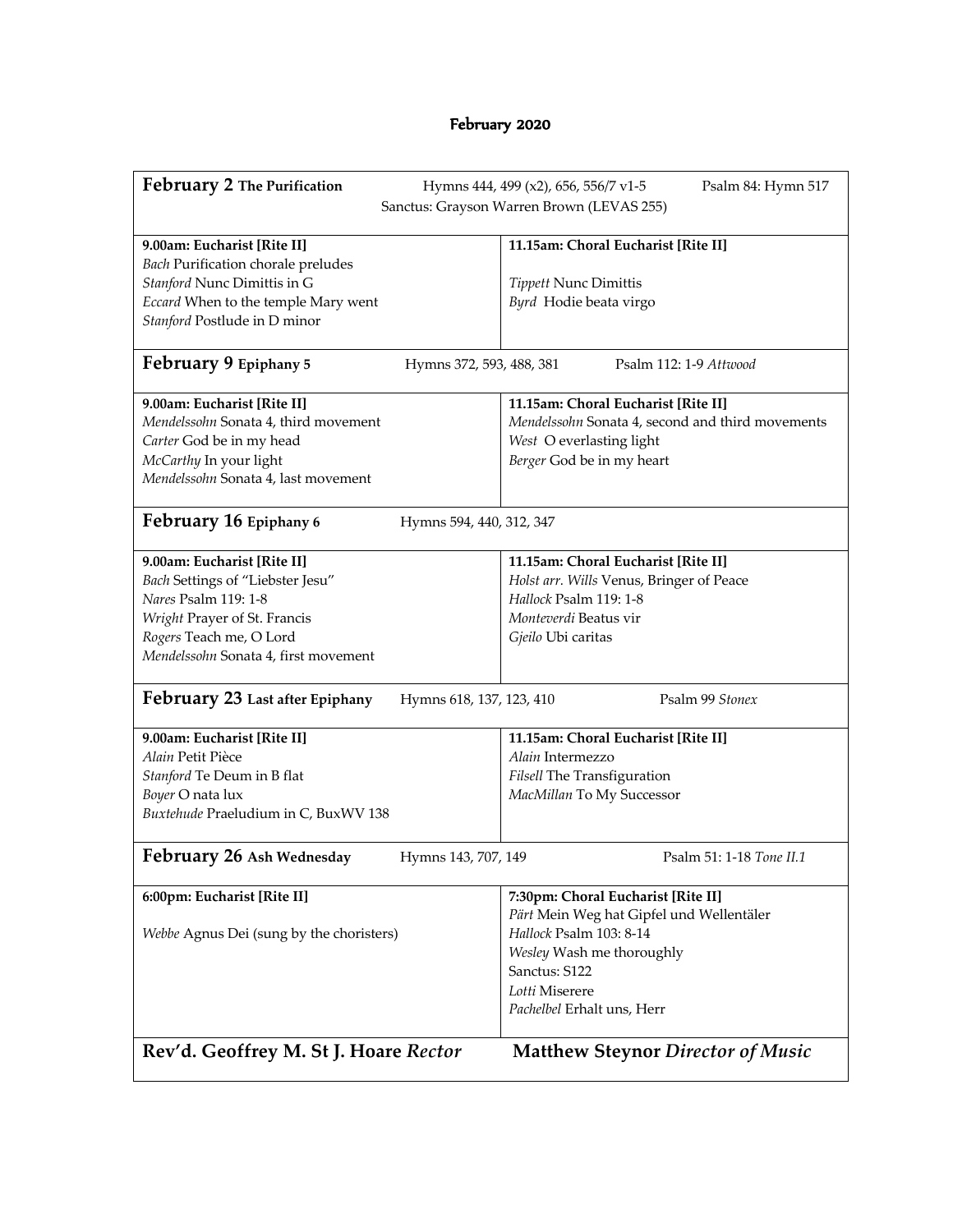# February 2020

| **February 2 The Purification** Hymns 444, 499 (x2), 656, 556/7 v1-5 Psalm 84: Hymn 517<br>Sanctus: Grayson Warren Brown (LEVAS 255) | |
|---|---|
| **9.00am: Eucharist [Rite II]**<br>*Bach* Purification chorale preludes<br>*Stanford* Nunc Dimittis in G<br>*Eccard* When to the temple Mary went<br>*Stanford* Postlude in D minor | **11.15am: Choral Eucharist [Rite II]**<br><br>*Tippett* Nunc Dimittis<br>*Byrd* Hodie beata virgo |
| **February 9 Epiphany 5** Hymns 372, 593, 488, 381 Psalm 112: 1-9 *Attwood* | |
| **9.00am: Eucharist [Rite II]**<br>*Mendelssohn* Sonata 4, third movement<br>*Carter* God be in my head<br>*McCarthy* In your light<br>*Mendelssohn* Sonata 4, last movement | **11.15am: Choral Eucharist [Rite II]**<br>*Mendelssohn* Sonata 4, second and third movements<br>*West* O everlasting light<br>*Berger* God be in my heart |
| **February 16 Epiphany 6** Hymns 594, 440, 312, 347 | |
| **9.00am: Eucharist [Rite II]**<br>*Bach* Settings of "Liebster Jesu"<br>*Nares* Psalm 119: 1-8<br>*Wright* Prayer of St. Francis<br>*Rogers* Teach me, O Lord<br>*Mendelssohn* Sonata 4, first movement | **11.15am: Choral Eucharist [Rite II]**<br>*Holst arr. Wills* Venus, Bringer of Peace<br>*Hallock* Psalm 119: 1-8<br>*Monteverdi* Beatus vir<br>*Gjeilo* Ubi caritas |
| **February 23 Last after Epiphany** Hymns 618, 137, 123, 410 Psalm 99 *Stonex* | |
| **9.00am: Eucharist [Rite II]**<br>*Alain* Petit Pièce<br>*Stanford* Te Deum in B flat<br>*Boyer* O nata lux<br>*Buxtehude* Praeludium in C, BuxWV 138 | **11.15am: Choral Eucharist [Rite II]**<br>*Alain* Intermezzo<br>*Filsell* The Transfiguration<br>*MacMillan* To My Successor |
| **February 26 Ash Wednesday** Hymns 143, 707, 149 Psalm 51: 1-18 *Tone II.1* | |
| **6:00pm: Eucharist [Rite II]**<br><br>*Webbe* Agnus Dei (sung by the choristers) | **7:30pm: Choral Eucharist [Rite II]**<br>*Pärt* Mein Weg hat Gipfel und Wellentäler<br>*Hallock* Psalm 103: 8-14<br>*Wesley* Wash me thoroughly<br>Sanctus: S122<br>*Lotti* Miserere<br>*Pachelbel* Erhalt uns, Herr |
| **Rev'd. Geoffrey M. St J. Hoare** ***Rector*** | **Matthew Steynor** ***Director of Music*** |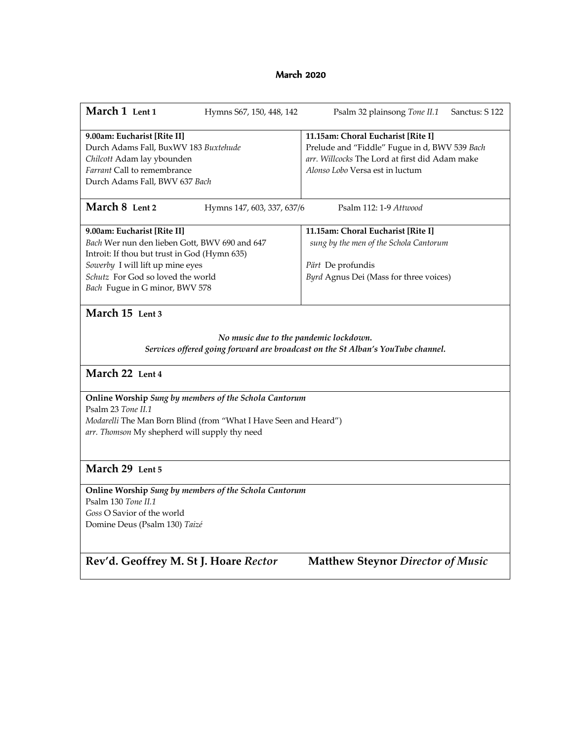# March 2020

**March 1** **Lent 1** Hymns S67, 150, 448, 142 Psalm 32 plainsong *Tone II.1* Sanctus: S 122

**9.00am: Eucharist [Rite II]**
Durch Adams Fall, BuxWV 183 *Buxtehude*
*Chilcott* Adam lay ybounden
*Farrant* Call to remembrance
Durch Adams Fall, BWV 637 *Bach*

**11.15am: Choral Eucharist [Rite I]**
Prelude and "Fiddle" Fugue in d, BWV 539 *Bach*
*arr. Willcocks* The Lord at first did Adam make
*Alonso Lobo* Versa est in luctum

**March 8** **Lent 2** Hymns 147, 603, 337, 637/6 Psalm 112: 1-9 *Attwood*

**9.00am: Eucharist [Rite II]**
*Bach* Wer nun den lieben Gott, BWV 690 and 647
Introit: If thou but trust in God (Hymn 635)
*Sowerby* I will lift up mine eyes
*Schutz* For God so loved the world
*Bach* Fugue in G minor, BWV 578

**11.15am: Choral Eucharist [Rite I]**
*sung by the men of the Schola Cantorum*

*Pärt* De profundis
*Byrd* Agnus Dei (Mass for three voices)

**March 15** **Lent 3**

***No music due to the pandemic lockdown.***
***Services offered going forward are broadcast on the St Alban's YouTube channel.***

**March 22** **Lent 4**

**Online Worship** ***Sung by members of the Schola Cantorum***
Psalm 23 *Tone II.1*
*Modarelli* The Man Born Blind (from "What I Have Seen and Heard")
*arr. Thomson* My shepherd will supply thy need

**March 29** **Lent 5**

**Online Worship** ***Sung by members of the Schola Cantorum***
Psalm 130 *Tone II.1*
*Goss* O Savior of the world
Domine Deus (Psalm 130) *Taizé*

**Rev'd. Geoffrey M. St J. Hoare** ***Rector*** **Matthew Steynor** ***Director of Music***